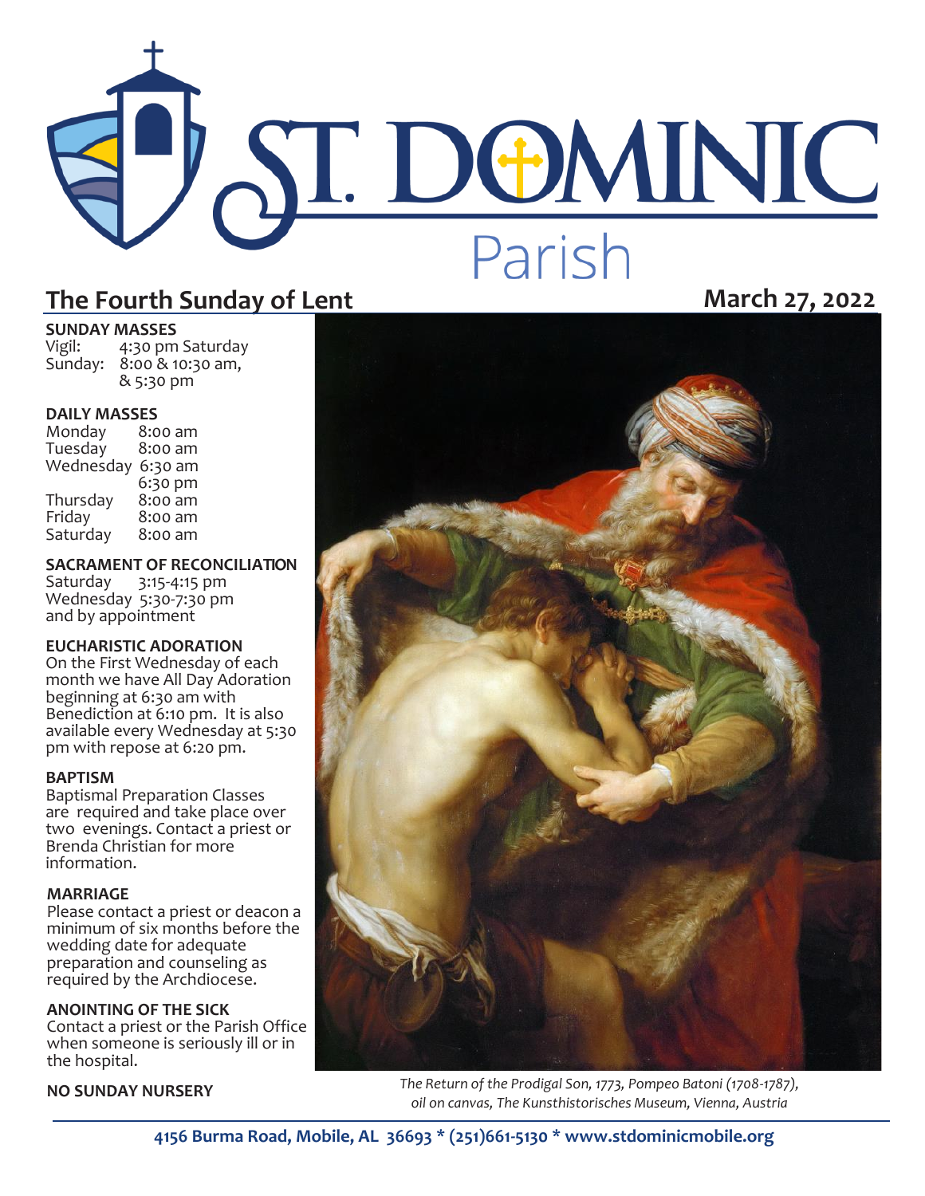# ST. DOMINIC Parish

## The Fourth Sunday of Lent

**March 27, 2022**

**SUNDAY MASSES**
Vigil: 4:30 pm Saturday
Sunday: 8:00 & 10:30 am, & 5:30 pm

**DAILY MASSES**
Monday 8:00 am
Tuesday 8:00 am
Wednesday 6:30 am
6:30 pm
Thursday 8:00 am
Friday 8:00 am
Saturday 8:00 am

**SACRAMENT OF RECONCILIATION**
Saturday 3:15-4:15 pm
Wednesday 5:30-7:30 pm
and by appointment

**EUCHARISTIC ADORATION**
On the First Wednesday of each month we have All Day Adoration beginning at 6:30 am with Benediction at 6:10 pm. It is also available every Wednesday at 5:30 pm with repose at 6:20 pm.

**BAPTISM**
Baptismal Preparation Classes are required and take place over two evenings. Contact a priest or Brenda Christian for more information.

**MARRIAGE**
Please contact a priest or deacon a minimum of six months before the wedding date for adequate preparation and counseling as required by the Archdiocese.

**ANOINTING OF THE SICK**
Contact a priest or the Parish Office when someone is seriously ill or in the hospital.

**NO SUNDAY NURSERY**

*The Return of the Prodigal Son, 1773, Pompeo Batoni (1708-1787), oil on canvas, The Kunsthistorisches Museum, Vienna, Austria*

**4156 Burma Road, Mobile, AL 36693 * (251)661-5130 * www.stdominicmobile.org**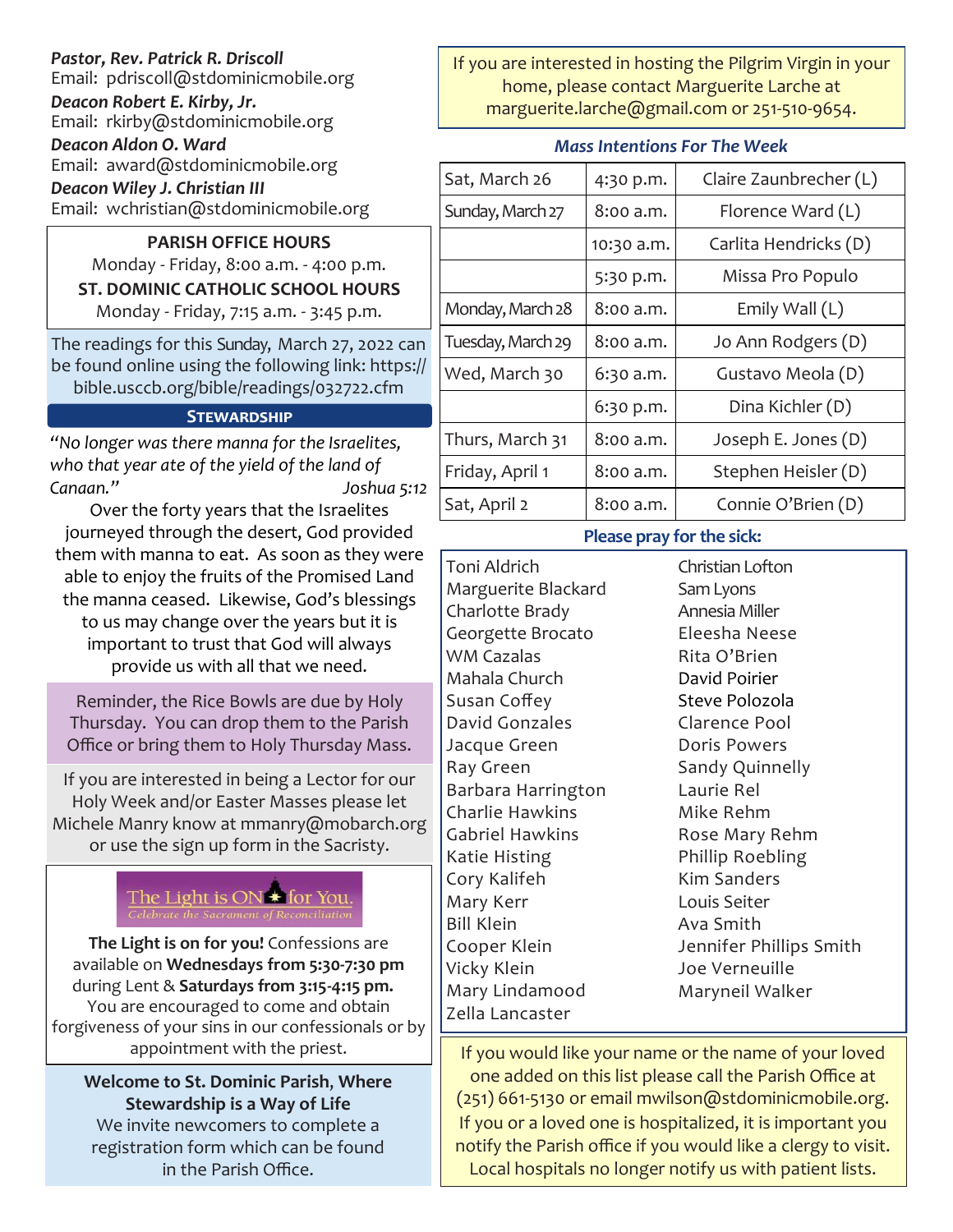***Pastor, Rev. Patrick R. Driscoll***
Email: pdriscoll@stdominicmobile.org
***Deacon Robert E. Kirby, Jr.***
Email: rkirby@stdominicmobile.org
***Deacon Aldon O. Ward***
Email: award@stdominicmobile.org
***Deacon Wiley J. Christian III***
Email: wchristian@stdominicmobile.org

**PARISH OFFICE HOURS**
Monday - Friday, 8:00 a.m. - 4:00 p.m.
**ST. DOMINIC CATHOLIC SCHOOL HOURS**
Monday - Friday, 7:15 a.m. - 3:45 p.m.

The readings for this Sunday, March 27, 2022 can be found online using the following link: https://bible.usccb.org/bible/readings/032722.cfm

## Stewardship

*"No longer was there manna for the Israelites, who that year ate of the yield of the land of Canaan."* *Joshua 5:12*

Over the forty years that the Israelites journeyed through the desert, God provided them with manna to eat. As soon as they were able to enjoy the fruits of the Promised Land the manna ceased. Likewise, God's blessings to us may change over the years but it is important to trust that God will always provide us with all that we need.

Reminder, the Rice Bowls are due by Holy Thursday. You can drop them to the Parish Office or bring them to Holy Thursday Mass.

If you are interested in being a Lector for our Holy Week and/or Easter Masses please let Michele Manry know at mmanry@mobarch.org or use the sign up form in the Sacristy.

The Light is ON for You.
*Celebrate the Sacrament of Reconciliation*

**The Light is on for you!** Confessions are available on **Wednesdays from 5:30-7:30 pm** during Lent & **Saturdays from 3:15-4:15 pm.** You are encouraged to come and obtain forgiveness of your sins in our confessionals or by appointment with the priest.

**Welcome to St. Dominic Parish, Where Stewardship is a Way of Life**
We invite newcomers to complete a registration form which can be found in the Parish Office.

If you are interested in hosting the Pilgrim Virgin in your home, please contact Marguerite Larche at marguerite.larche@gmail.com or 251-510-9654.

### *Mass Intentions For The Week*

| | | |
|---|---|---|
| Sat, March 26 | 4:30 p.m. | Claire Zaunbrecher (L) |
| Sunday, March 27 | 8:00 a.m. | Florence Ward (L) |
| | 10:30 a.m. | Carlita Hendricks (D) |
| | 5:30 p.m. | Missa Pro Populo |
| Monday, March 28 | 8:00 a.m. | Emily Wall (L) |
| Tuesday, March 29 | 8:00 a.m. | Jo Ann Rodgers (D) |
| Wed, March 30 | 6:30 a.m. | Gustavo Meola (D) |
| | 6:30 p.m. | Dina Kichler (D) |
| Thurs, March 31 | 8:00 a.m. | Joseph E. Jones (D) |
| Friday, April 1 | 8:00 a.m. | Stephen Heisler (D) |
| Sat, April 2 | 8:00 a.m. | Connie O'Brien (D) |

### Please pray for the sick:

Toni Aldrich
Marguerite Blackard
Charlotte Brady
Georgette Brocato
WM Cazalas
Mahala Church
Susan Coffey
David Gonzales
Jacque Green
Ray Green
Barbara Harrington
Charlie Hawkins
Gabriel Hawkins
Katie Histing
Cory Kalifeh
Mary Kerr
Bill Klein
Cooper Klein
Vicky Klein
Mary Lindamood
Zella Lancaster
Christian Lofton
Sam Lyons
Annesia Miller
Eleesha Neese
Rita O'Brien
David Poirier
Steve Polozola
Clarence Pool
Doris Powers
Sandy Quinnelly
Laurie Rel
Mike Rehm
Rose Mary Rehm
Phillip Roebling
Kim Sanders
Louis Seiter
Ava Smith
Jennifer Phillips Smith
Joe Verneuille
Maryneil Walker

If you would like your name or the name of your loved one added on this list please call the Parish Office at (251) 661-5130 or email mwilson@stdominicmobile.org. If you or a loved one is hospitalized, it is important you notify the Parish office if you would like a clergy to visit. Local hospitals no longer notify us with patient lists.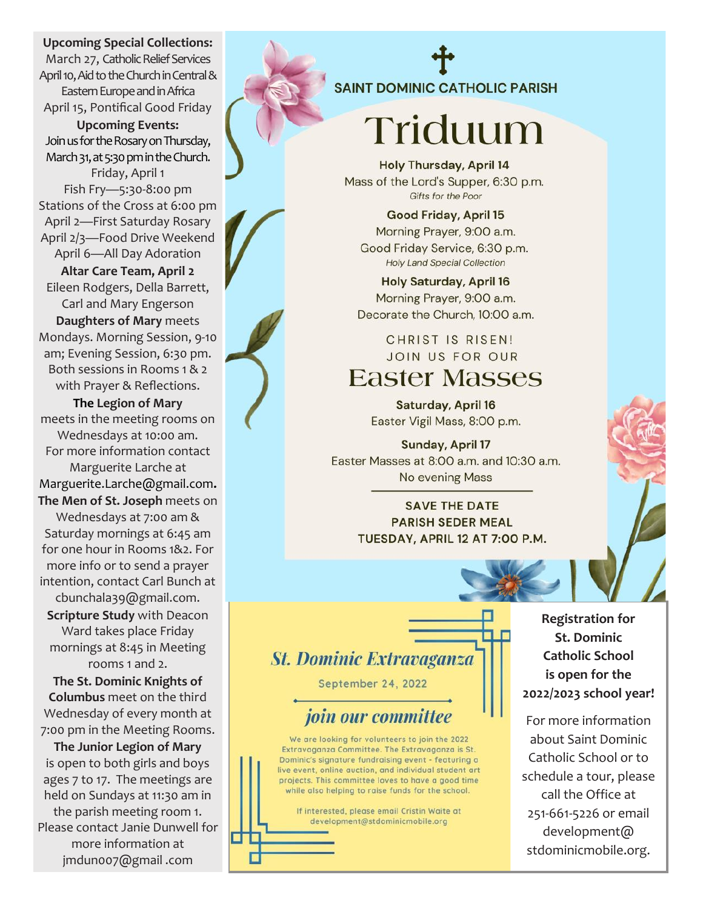**Upcoming Special Collections:**
March 27, Catholic Relief Services
April 10, Aid to the Church in Central & Eastern Europe and in Africa
April 15, Pontifical Good Friday

**Upcoming Events:**
Join us for the Rosary on Thursday, March 31, at 5:30 pm in the Church.
Friday, April 1
Fish Fry—5:30-8:00 pm
Stations of the Cross at 6:00 pm
April 2—First Saturday Rosary
April 2/3—Food Drive Weekend
April 6—All Day Adoration

**Altar Care Team, April 2**
Eileen Rodgers, Della Barrett, Carl and Mary Engerson

**Daughters of Mary** meets Mondays. Morning Session, 9-10 am; Evening Session, 6:30 pm. Both sessions in Rooms 1 & 2 with Prayer & Reflections.

**The Legion of Mary** meets in the meeting rooms on Wednesdays at 10:00 am. For more information contact Marguerite Larche at Marguerite.Larche@gmail.com.

**The Men of St. Joseph** meets on Wednesdays at 7:00 am & Saturday mornings at 6:45 am for one hour in Rooms 1&2. For more info or to send a prayer intention, contact Carl Bunch at cbunchala39@gmail.com.

**Scripture Study** with Deacon Ward takes place Friday mornings at 8:45 in Meeting rooms 1 and 2.

**The St. Dominic Knights of Columbus** meet on the third Wednesday of every month at 7:00 pm in the Meeting Rooms.

**The Junior Legion of Mary** is open to both girls and boys ages 7 to 17. The meetings are held on Sundays at 11:30 am in the parish meeting room 1. Please contact Janie Dunwell for more information at jmdun007@gmail .com

SAINT DOMINIC CATHOLIC PARISH

# Triduum

**Holy Thursday, April 14**
Mass of the Lord's Supper, 6:30 p.m.
*Gifts for the Poor*

**Good Friday, April 15**
Morning Prayer, 9:00 a.m.
Good Friday Service, 6:30 p.m.
*Holy Land Special Collection*

**Holy Saturday, April 16**
Morning Prayer, 9:00 a.m.
Decorate the Church, 10:00 a.m.

CHRIST IS RISEN!
JOIN US FOR OUR

## Easter Masses

**Saturday, April 16**
Easter Vigil Mass, 8:00 p.m.

**Sunday, April 17**
Easter Masses at 8:00 a.m. and 10:30 a.m.
No evening Mass

**SAVE THE DATE**
**PARISH SEDER MEAL**
**TUESDAY, APRIL 12 AT 7:00 P.M.**

## *St. Dominic Extravaganza*

September 24, 2022

### *join our committee*

We are looking for volunteers to join the 2022 Extravaganza Committee. The Extravaganza is St. Dominic's signature fundraising event - featuring a live event, online auction, and individual student art projects. This committee loves to have a good time while also helping to raise funds for the school.

If interested, please email Cristin Waite at development@stdominicmobile.org

**Registration for St. Dominic Catholic School is open for the 2022/2023 school year!**

For more information about Saint Dominic Catholic School or to schedule a tour, please call the Office at 251-661-5226 or email development@stdominicmobile.org.